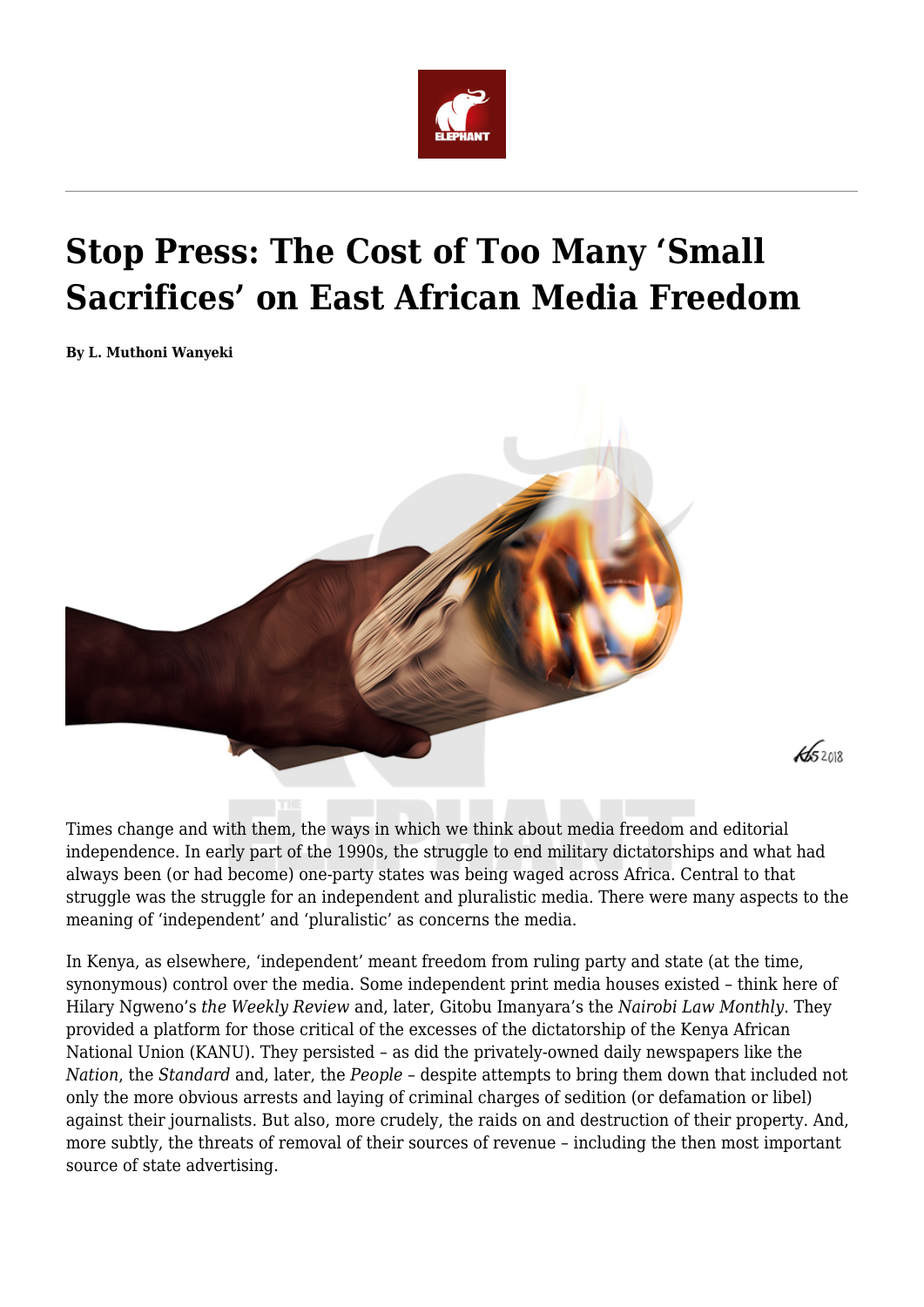# Stop Press: The Cost of Too Many 'Small Sacrifices' on East African Media Freedom

**By L. Muthoni Wanyeki**

Times change and with them, the ways in which we think about media freedom and editorial independence. In early part of the 1990s, the struggle to end military dictatorships and what had always been (or had become) one-party states was being waged across Africa. Central to that struggle was the struggle for an independent and pluralistic media. There were many aspects to the meaning of 'independent' and 'pluralistic' as concerns the media.

In Kenya, as elsewhere, 'independent' meant freedom from ruling party and state (at the time, synonymous) control over the media. Some independent print media houses existed – think here of Hilary Ngweno's *the Weekly Review* and, later, Gitobu Imanyara's the *Nairobi Law Monthly*. They provided a platform for those critical of the excesses of the dictatorship of the Kenya African National Union (KANU). They persisted – as did the privately-owned daily newspapers like the *Nation*, the *Standard* and, later, the *People* – despite attempts to bring them down that included not only the more obvious arrests and laying of criminal charges of sedition (or defamation or libel) against their journalists. But also, more crudely, the raids on and destruction of their property. And, more subtly, the threats of removal of their sources of revenue – including the then most important source of state advertising.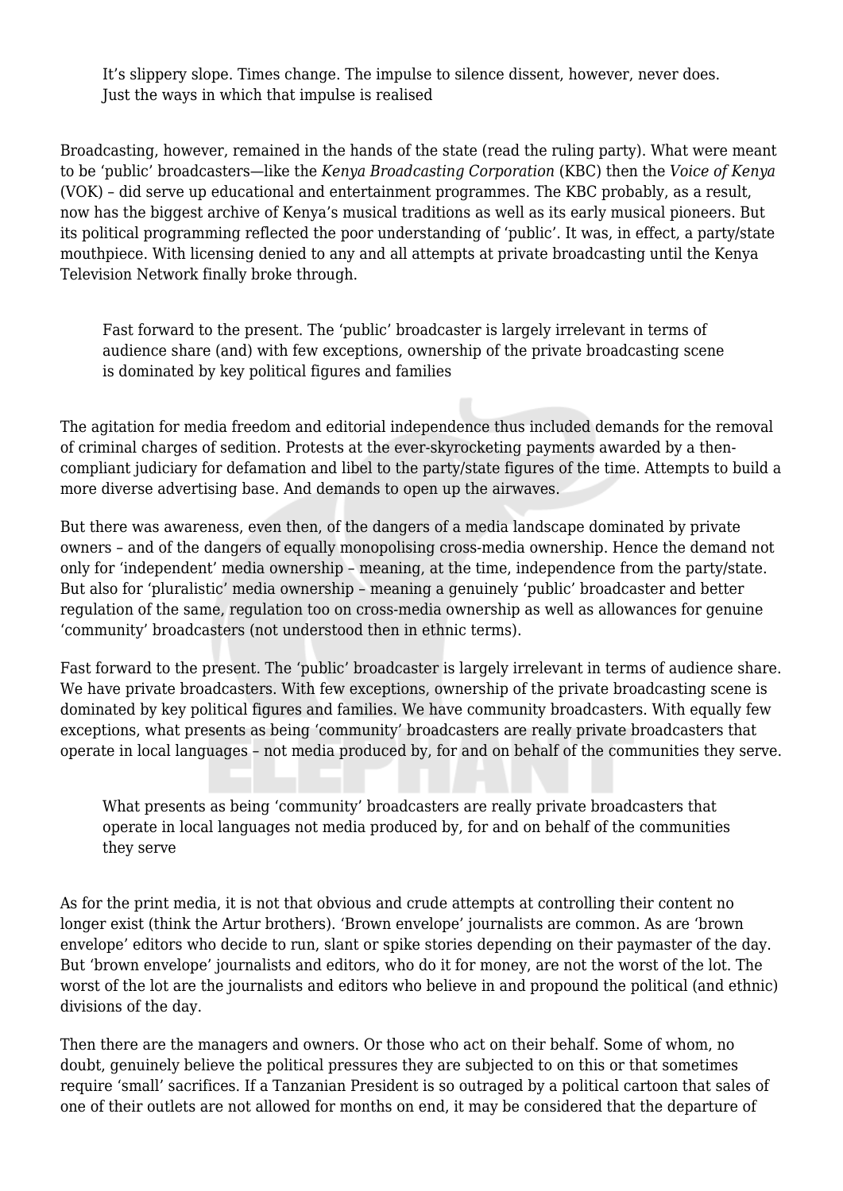> It's slippery slope. Times change. The impulse to silence dissent, however, never does. Just the ways in which that impulse is realised

Broadcasting, however, remained in the hands of the state (read the ruling party). What were meant to be 'public' broadcasters—like the *Kenya Broadcasting Corporation* (KBC) then the *Voice of Kenya* (VOK) – did serve up educational and entertainment programmes. The KBC probably, as a result, now has the biggest archive of Kenya's musical traditions as well as its early musical pioneers. But its political programming reflected the poor understanding of 'public'. It was, in effect, a party/state mouthpiece. With licensing denied to any and all attempts at private broadcasting until the Kenya Television Network finally broke through.

> Fast forward to the present. The 'public' broadcaster is largely irrelevant in terms of audience share (and) with few exceptions, ownership of the private broadcasting scene is dominated by key political figures and families

The agitation for media freedom and editorial independence thus included demands for the removal of criminal charges of sedition. Protests at the ever-skyrocketing payments awarded by a then-compliant judiciary for defamation and libel to the party/state figures of the time. Attempts to build a more diverse advertising base. And demands to open up the airwaves.

But there was awareness, even then, of the dangers of a media landscape dominated by private owners – and of the dangers of equally monopolising cross-media ownership. Hence the demand not only for 'independent' media ownership – meaning, at the time, independence from the party/state. But also for 'pluralistic' media ownership – meaning a genuinely 'public' broadcaster and better regulation of the same, regulation too on cross-media ownership as well as allowances for genuine 'community' broadcasters (not understood then in ethnic terms).

Fast forward to the present. The 'public' broadcaster is largely irrelevant in terms of audience share. We have private broadcasters. With few exceptions, ownership of the private broadcasting scene is dominated by key political figures and families. We have community broadcasters. With equally few exceptions, what presents as being 'community' broadcasters are really private broadcasters that operate in local languages – not media produced by, for and on behalf of the communities they serve.

> What presents as being 'community' broadcasters are really private broadcasters that operate in local languages not media produced by, for and on behalf of the communities they serve

As for the print media, it is not that obvious and crude attempts at controlling their content no longer exist (think the Artur brothers). 'Brown envelope' journalists are common. As are 'brown envelope' editors who decide to run, slant or spike stories depending on their paymaster of the day. But 'brown envelope' journalists and editors, who do it for money, are not the worst of the lot. The worst of the lot are the journalists and editors who believe in and propound the political (and ethnic) divisions of the day.

Then there are the managers and owners. Or those who act on their behalf. Some of whom, no doubt, genuinely believe the political pressures they are subjected to on this or that sometimes require 'small' sacrifices. If a Tanzanian President is so outraged by a political cartoon that sales of one of their outlets are not allowed for months on end, it may be considered that the departure of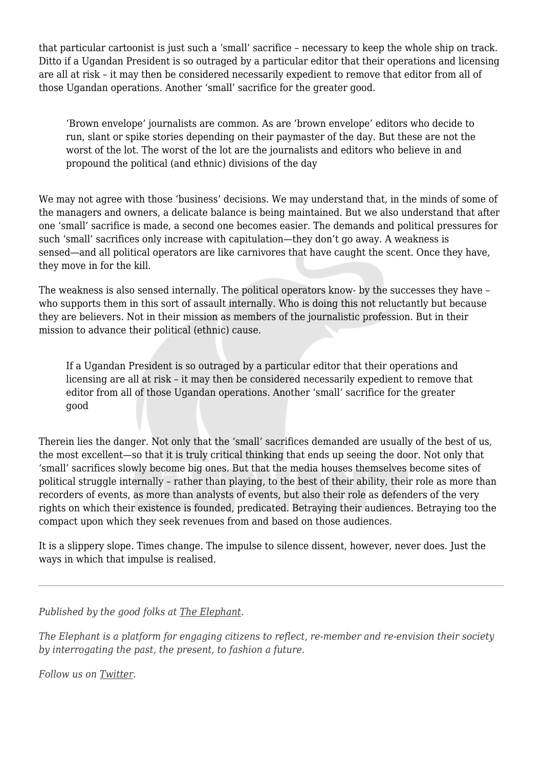that particular cartoonist is just such a 'small' sacrifice – necessary to keep the whole ship on track. Ditto if a Ugandan President is so outraged by a particular editor that their operations and licensing are all at risk – it may then be considered necessarily expedient to remove that editor from all of those Ugandan operations. Another 'small' sacrifice for the greater good.

> 'Brown envelope' journalists are common. As are 'brown envelope' editors who decide to run, slant or spike stories depending on their paymaster of the day. But these are not the worst of the lot. The worst of the lot are the journalists and editors who believe in and propound the political (and ethnic) divisions of the day

We may not agree with those 'business' decisions. We may understand that, in the minds of some of the managers and owners, a delicate balance is being maintained. But we also understand that after one 'small' sacrifice is made, a second one becomes easier. The demands and political pressures for such 'small' sacrifices only increase with capitulation—they don't go away. A weakness is sensed—and all political operators are like carnivores that have caught the scent. Once they have, they move in for the kill.

The weakness is also sensed internally. The political operators know- by the successes they have – who supports them in this sort of assault internally. Who is doing this not reluctantly but because they are believers. Not in their mission as members of the journalistic profession. But in their mission to advance their political (ethnic) cause.

> If a Ugandan President is so outraged by a particular editor that their operations and licensing are all at risk – it may then be considered necessarily expedient to remove that editor from all of those Ugandan operations. Another 'small' sacrifice for the greater good

Therein lies the danger. Not only that the 'small' sacrifices demanded are usually of the best of us, the most excellent—so that it is truly critical thinking that ends up seeing the door. Not only that 'small' sacrifices slowly become big ones. But that the media houses themselves become sites of political struggle internally – rather than playing, to the best of their ability, their role as more than recorders of events, as more than analysts of events, but also their role as defenders of the very rights on which their existence is founded, predicated. Betraying their audiences. Betraying too the compact upon which they seek revenues from and based on those audiences.

It is a slippery slope. Times change. The impulse to silence dissent, however, never does. Just the ways in which that impulse is realised.

---

*Published by the good folks at The Elephant.*

*The Elephant is a platform for engaging citizens to reflect, re-member and re-envision their society by interrogating the past, the present, to fashion a future.*

*Follow us on Twitter.*